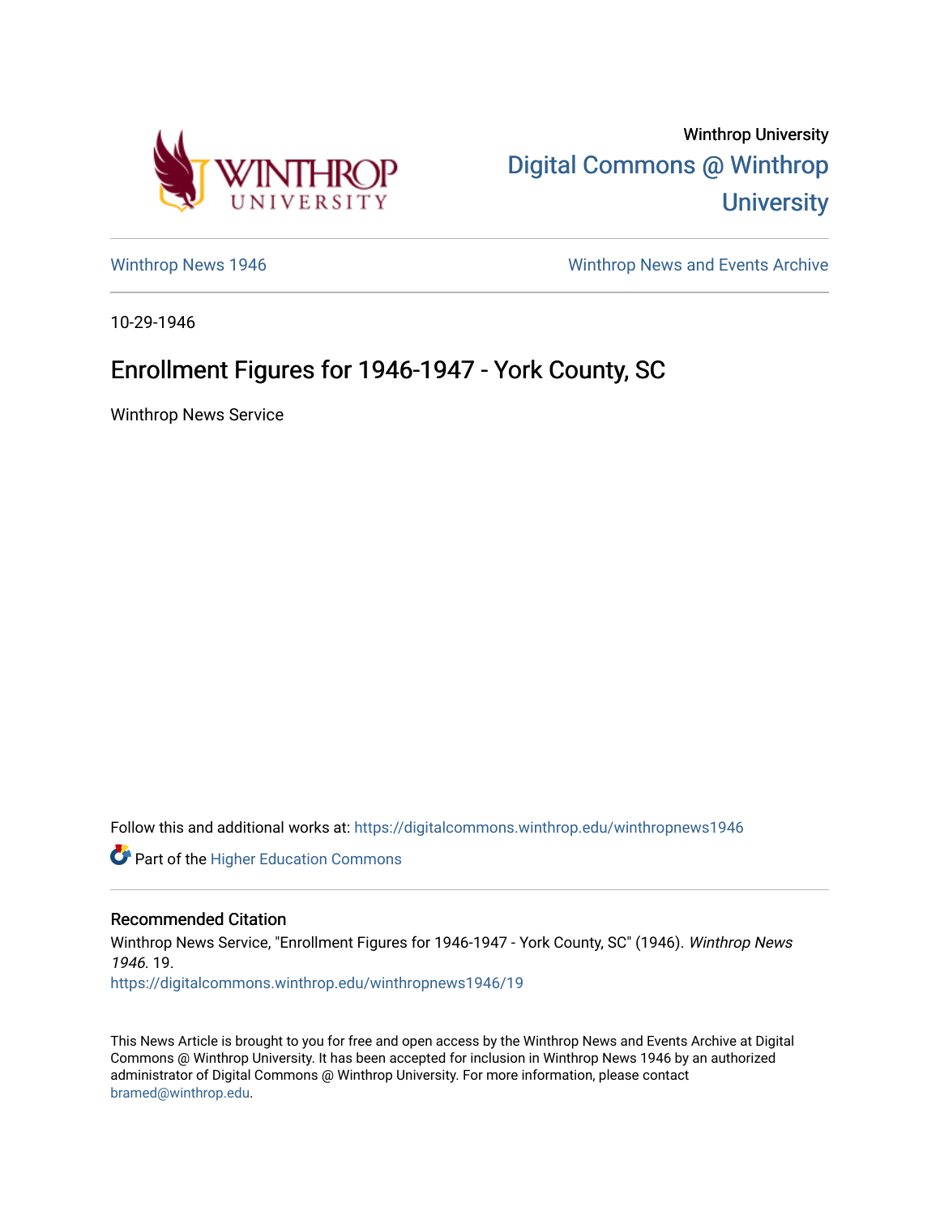Winthrop University

Digital Commons @ Winthrop University

Winthrop News 1946

Winthrop News and Events Archive

10-29-1946

# Enrollment Figures for 1946-1947 - York County, SC

Winthrop News Service

Follow this and additional works at: https://digitalcommons.winthrop.edu/winthropnews1946

Part of the Higher Education Commons

## Recommended Citation

Winthrop News Service, "Enrollment Figures for 1946-1947 - York County, SC" (1946). *Winthrop News 1946*. 19.
https://digitalcommons.winthrop.edu/winthropnews1946/19

This News Article is brought to you for free and open access by the Winthrop News and Events Archive at Digital Commons @ Winthrop University. It has been accepted for inclusion in Winthrop News 1946 by an authorized administrator of Digital Commons @ Winthrop University. For more information, please contact bramed@winthrop.edu.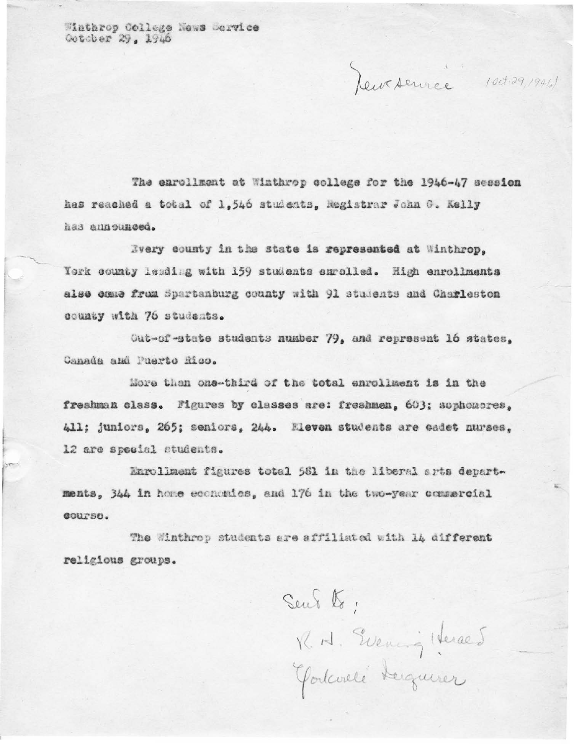Winthrop College News Service
October 29, 1946

News Service (Oct. 29, 1946)

The enrollment at Winthrop college for the 1946-47 session has reached a total of 1,546 students, Registrar John G. Kelly has announced.

Every county in the state is represented at Winthrop, York county leading with 159 students enrolled. High enrollments also came from Spartanburg county with 91 students and Charleston county with 76 students.

Out-of-state students number 79, and represent 16 states, Canada and Puerto Rico.

More than one-third of the total enrollment is in the freshman class. Figures by classes are: freshmen, 603; sophomores, 411; juniors, 265; seniors, 244. Eleven students are cadet nurses, 12 are special students.

Enrollment figures total 581 in the liberal arts departments, 344 in home economics, and 176 in the two-year commercial course.

The Winthrop students are affiliated with 14 different religious groups.

Sent to;
R. H. Evening Herald
Yorkville Enquirer